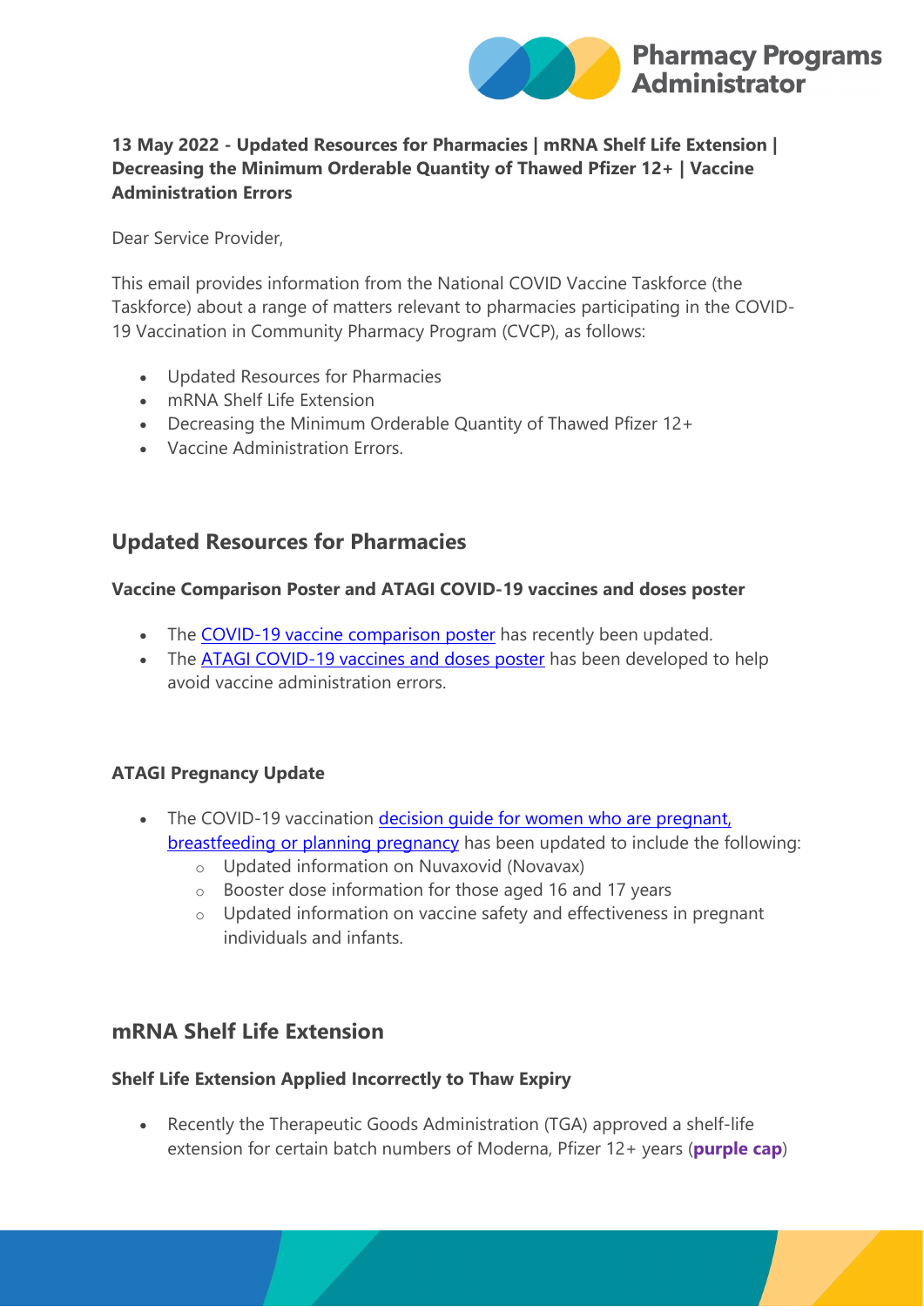**13 May 2022 - Updated Resources for Pharmacies | mRNA Shelf Life Extension | Decreasing the Minimum Orderable Quantity of Thawed Pfizer 12+ | Vaccine Administration Errors**

Dear Service Provider,

This email provides information from the National COVID Vaccine Taskforce (the Taskforce) about a range of matters relevant to pharmacies participating in the COVID-19 Vaccination in Community Pharmacy Program (CVCP), as follows:

- Updated Resources for Pharmacies
- mRNA Shelf Life Extension
- Decreasing the Minimum Orderable Quantity of Thawed Pfizer 12+
- Vaccine Administration Errors.

## Updated Resources for Pharmacies

### Vaccine Comparison Poster and ATAGI COVID-19 vaccines and doses poster

- The COVID-19 vaccine comparison poster has recently been updated.
- The ATAGI COVID-19 vaccines and doses poster has been developed to help avoid vaccine administration errors.

### ATAGI Pregnancy Update

- The COVID-19 vaccination decision guide for women who are pregnant, breastfeeding or planning pregnancy has been updated to include the following:
  - Updated information on Nuvaxovid (Novavax)
  - Booster dose information for those aged 16 and 17 years
  - Updated information on vaccine safety and effectiveness in pregnant individuals and infants.

## mRNA Shelf Life Extension

### Shelf Life Extension Applied Incorrectly to Thaw Expiry

- Recently the Therapeutic Goods Administration (TGA) approved a shelf-life extension for certain batch numbers of Moderna, Pfizer 12+ years (**purple cap**)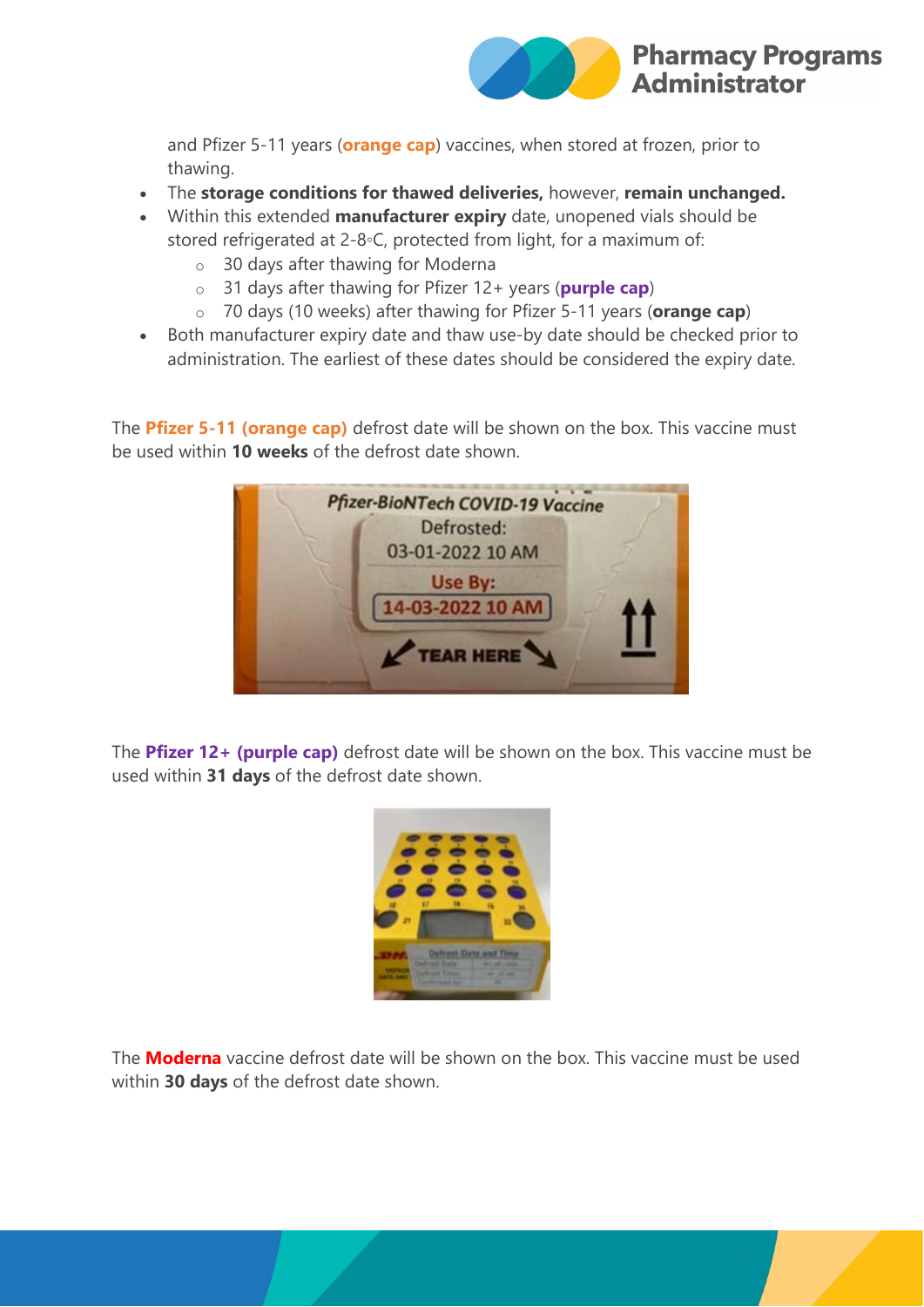and Pfizer 5-11 years (**orange cap**) vaccines, when stored at frozen, prior to thawing.

- The **storage conditions for thawed deliveries,** however, **remain unchanged.**
- Within this extended **manufacturer expiry** date, unopened vials should be stored refrigerated at 2-8◦C, protected from light, for a maximum of:
  - 30 days after thawing for Moderna
  - 31 days after thawing for Pfizer 12+ years (**purple cap**)
  - 70 days (10 weeks) after thawing for Pfizer 5-11 years (**orange cap**)
- Both manufacturer expiry date and thaw use-by date should be checked prior to administration. The earliest of these dates should be considered the expiry date.

The **Pfizer 5-11 (orange cap)** defrost date will be shown on the box. This vaccine must be used within **10 weeks** of the defrost date shown.

The **Pfizer 12+ (purple cap)** defrost date will be shown on the box. This vaccine must be used within **31 days** of the defrost date shown.

The **Moderna** vaccine defrost date will be shown on the box. This vaccine must be used within **30 days** of the defrost date shown.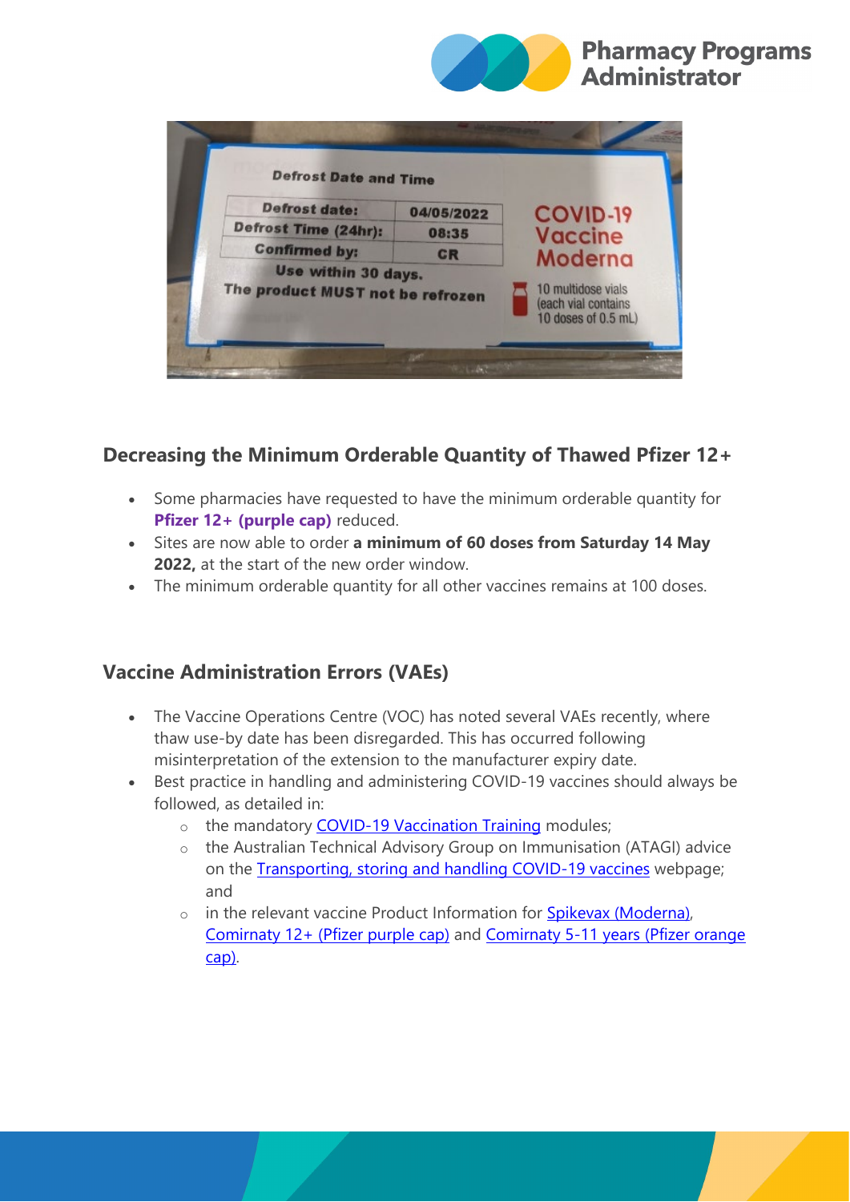## Decreasing the Minimum Orderable Quantity of Thawed Pfizer 12+

- Some pharmacies have requested to have the minimum orderable quantity for **Pfizer 12+ (purple cap)** reduced.
- Sites are now able to order **a minimum of 60 doses from Saturday 14 May 2022,** at the start of the new order window.
- The minimum orderable quantity for all other vaccines remains at 100 doses.

## Vaccine Administration Errors (VAEs)

- The Vaccine Operations Centre (VOC) has noted several VAEs recently, where thaw use-by date has been disregarded. This has occurred following misinterpretation of the extension to the manufacturer expiry date.
- Best practice in handling and administering COVID-19 vaccines should always be followed, as detailed in:
  - the mandatory COVID-19 Vaccination Training modules;
  - the Australian Technical Advisory Group on Immunisation (ATAGI) advice on the Transporting, storing and handling COVID-19 vaccines webpage; and
  - in the relevant vaccine Product Information for Spikevax (Moderna), Comirnaty 12+ (Pfizer purple cap) and Comirnaty 5-11 years (Pfizer orange cap).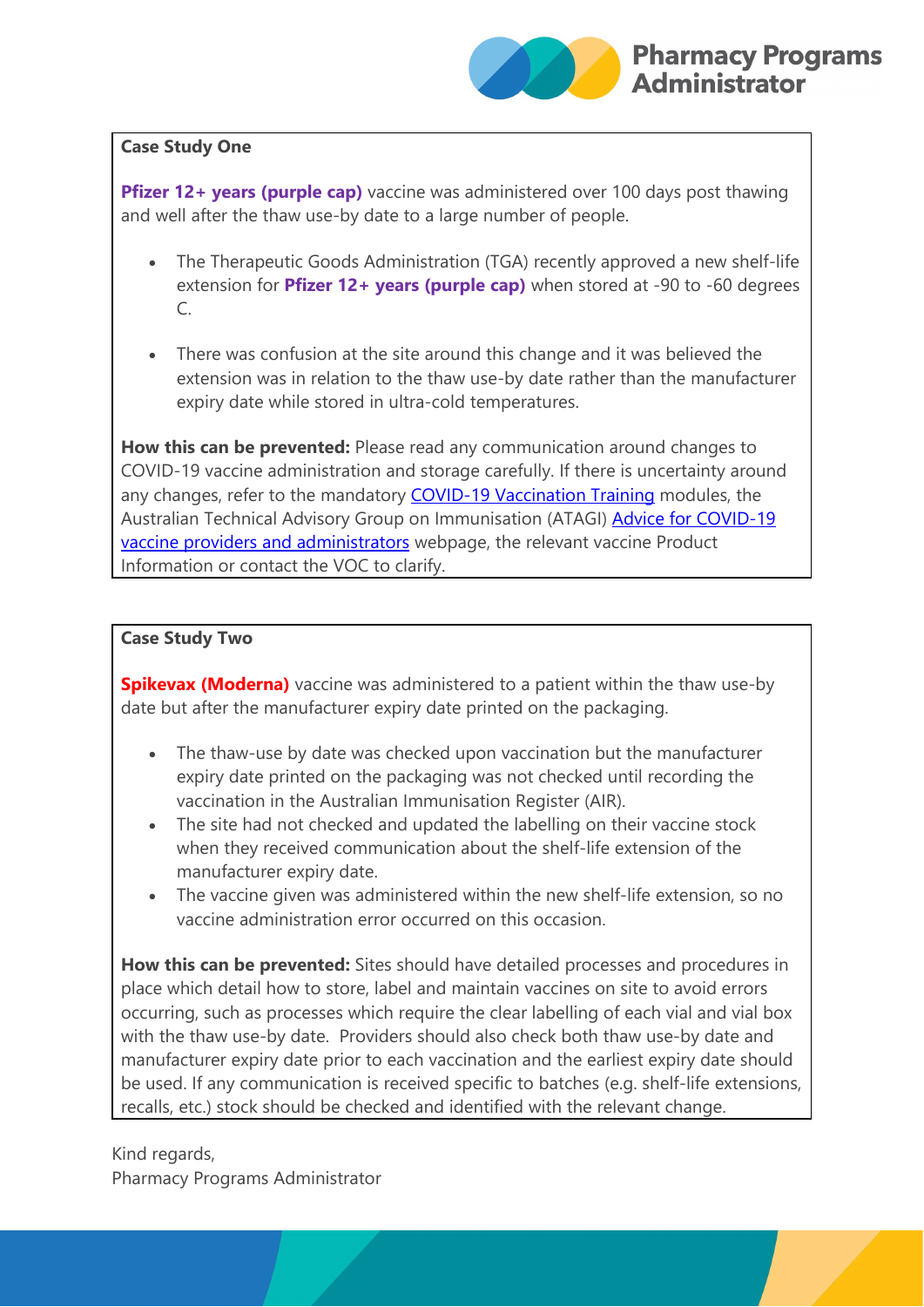**Case Study One**

**Pfizer 12+ years (purple cap)** vaccine was administered over 100 days post thawing and well after the thaw use-by date to a large number of people.

- The Therapeutic Goods Administration (TGA) recently approved a new shelf-life extension for **Pfizer 12+ years (purple cap)** when stored at -90 to -60 degrees C.
- There was confusion at the site around this change and it was believed the extension was in relation to the thaw use-by date rather than the manufacturer expiry date while stored in ultra-cold temperatures.

**How this can be prevented:** Please read any communication around changes to COVID-19 vaccine administration and storage carefully. If there is uncertainty around any changes, refer to the mandatory COVID-19 Vaccination Training modules, the Australian Technical Advisory Group on Immunisation (ATAGI) Advice for COVID-19 vaccine providers and administrators webpage, the relevant vaccine Product Information or contact the VOC to clarify.

**Case Study Two**

**Spikevax (Moderna)** vaccine was administered to a patient within the thaw use-by date but after the manufacturer expiry date printed on the packaging.

- The thaw-use by date was checked upon vaccination but the manufacturer expiry date printed on the packaging was not checked until recording the vaccination in the Australian Immunisation Register (AIR).
- The site had not checked and updated the labelling on their vaccine stock when they received communication about the shelf-life extension of the manufacturer expiry date.
- The vaccine given was administered within the new shelf-life extension, so no vaccine administration error occurred on this occasion.

**How this can be prevented:** Sites should have detailed processes and procedures in place which detail how to store, label and maintain vaccines on site to avoid errors occurring, such as processes which require the clear labelling of each vial and vial box with the thaw use-by date. Providers should also check both thaw use-by date and manufacturer expiry date prior to each vaccination and the earliest expiry date should be used. If any communication is received specific to batches (e.g. shelf-life extensions, recalls, etc.) stock should be checked and identified with the relevant change.

Kind regards,
Pharmacy Programs Administrator